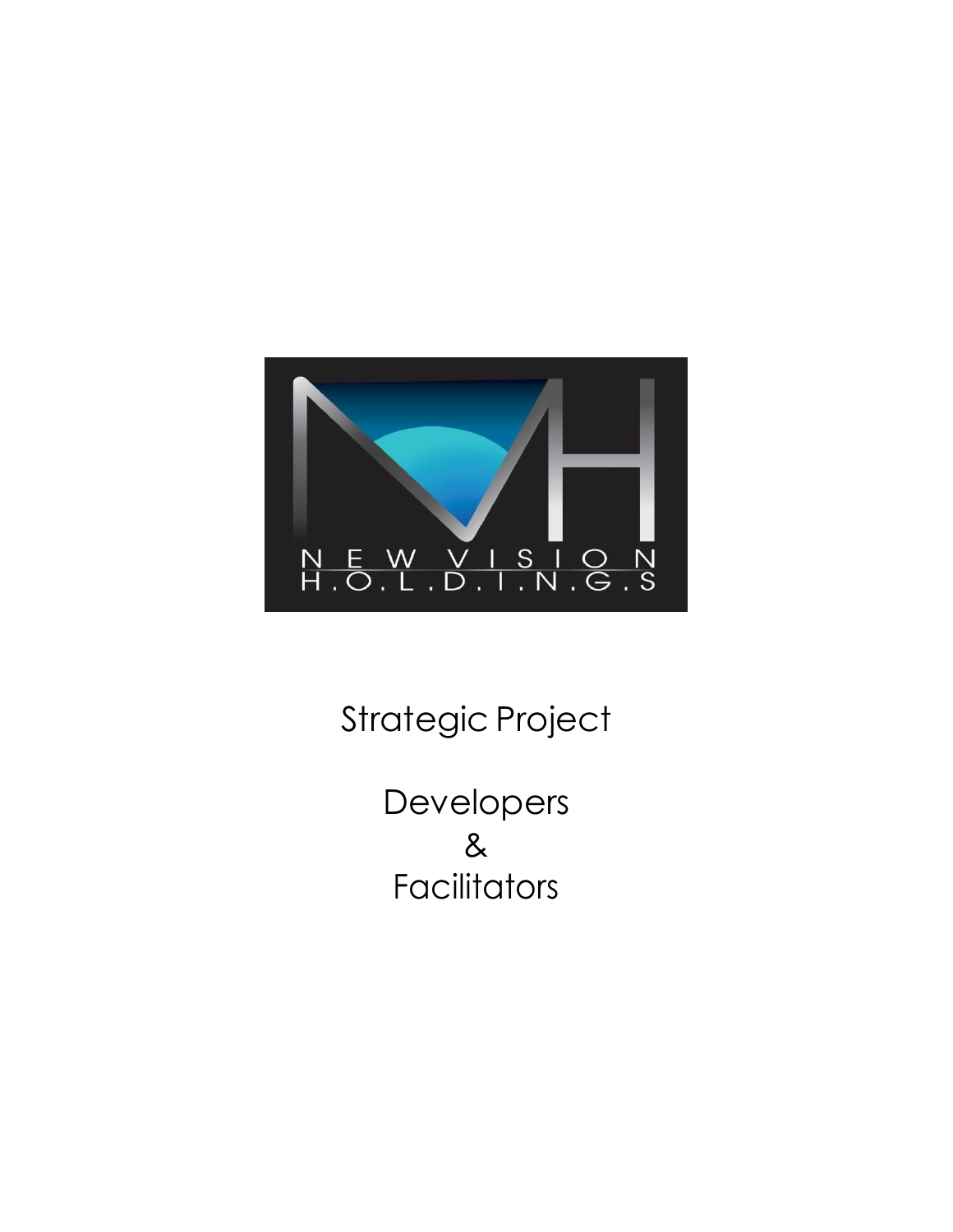NEW VISION
H.O.L.D.I.N.G.S

Strategic Project

Developers
&
Facilitators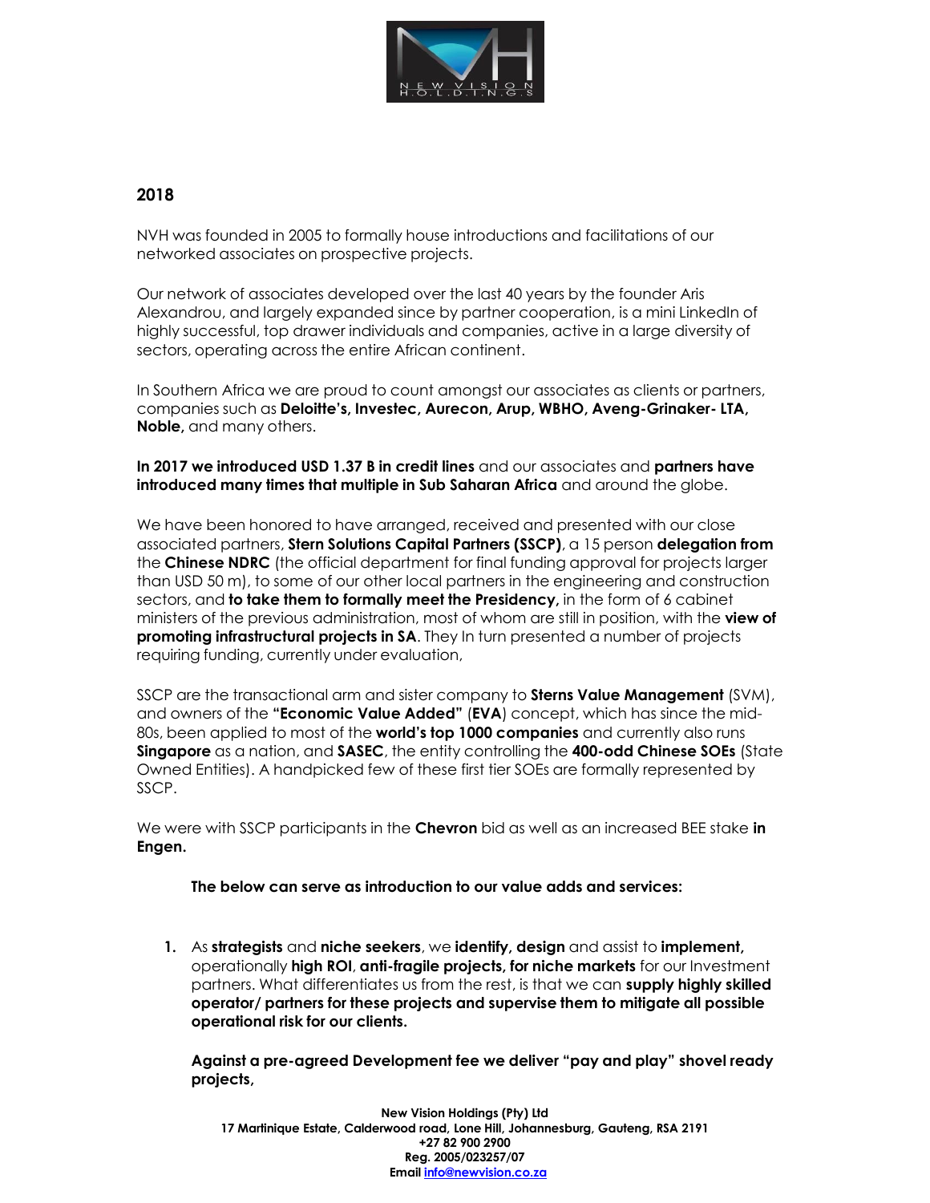## 2018

NVH was founded in 2005 to formally house introductions and facilitations of our networked associates on prospective projects.

Our network of associates developed over the last 40 years by the founder Aris Alexandrou, and largely expanded since by partner cooperation, is a mini LinkedIn of highly successful, top drawer individuals and companies, active in a large diversity of sectors, operating across the entire African continent.

In Southern Africa we are proud to count amongst our associates as clients or partners, companies such as **Deloitte's, Investec, Aurecon, Arup, WBHO, Aveng-Grinaker- LTA, Noble,** and many others.

**In 2017 we introduced USD 1.37 B in credit lines** and our associates and **partners have introduced many times that multiple in Sub Saharan Africa** and around the globe.

We have been honored to have arranged, received and presented with our close associated partners, **Stern Solutions Capital Partners (SSCP)**, a 15 person **delegation from** the **Chinese NDRC** (the official department for final funding approval for projects larger than USD 50 m), to some of our other local partners in the engineering and construction sectors, and **to take them to formally meet the Presidency,** in the form of 6 cabinet ministers of the previous administration, most of whom are still in position, with the **view of promoting infrastructural projects in SA**. They In turn presented a number of projects requiring funding, currently under evaluation,

SSCP are the transactional arm and sister company to **Sterns Value Management** (SVM), and owners of the **"Economic Value Added"** (**EVA**) concept, which has since the mid-80s, been applied to most of the **world's top 1000 companies** and currently also runs **Singapore** as a nation, and **SASEC**, the entity controlling the **400-odd Chinese SOEs** (State Owned Entities). A handpicked few of these first tier SOEs are formally represented by SSCP.

We were with SSCP participants in the **Chevron** bid as well as an increased BEE stake **in Engen.**

**The below can serve as introduction to our value adds and services:**

1. As **strategists** and **niche seekers**, we **identify, design** and assist to **implement,** operationally **high ROI**, **anti-fragile projects, for niche markets** for our Investment partners. What differentiates us from the rest, is that we can **supply highly skilled operator/ partners for these projects and supervise them to mitigate all possible operational risk for our clients.**

   **Against a pre-agreed Development fee we deliver "pay and play" shovel ready projects,**

New Vision Holdings (Pty) Ltd
17 Martinique Estate, Calderwood road, Lone Hill, Johannesburg, Gauteng, RSA 2191
+27 82 900 2900
Reg. 2005/023257/07
Email info@newvision.co.za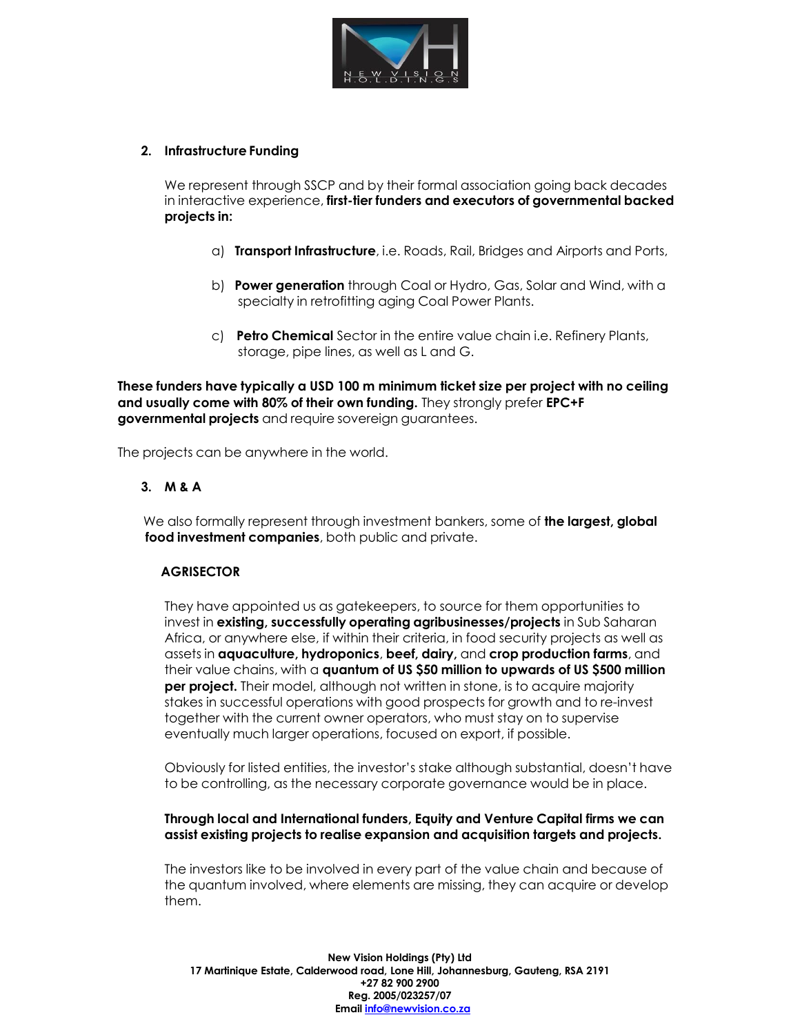## 2. Infrastructure Funding

We represent through SSCP and by their formal association going back decades in interactive experience, **first-tier funders and executors of governmental backed projects in:**

a) **Transport Infrastructure**, i.e. Roads, Rail, Bridges and Airports and Ports,

b) **Power generation** through Coal or Hydro, Gas, Solar and Wind, with a specialty in retrofitting aging Coal Power Plants.

c) **Petro Chemical** Sector in the entire value chain i.e. Refinery Plants, storage, pipe lines, as well as L and G.

**These funders have typically a USD 100 m minimum ticket size per project with no ceiling and usually come with 80% of their own funding.** They strongly prefer **EPC+F governmental projects** and require sovereign guarantees.

The projects can be anywhere in the world.

## 3. M & A

We also formally represent through investment bankers, some of **the largest, global food investment companies**, both public and private.

### AGRISECTOR

They have appointed us as gatekeepers, to source for them opportunities to invest in **existing, successfully operating agribusinesses/projects** in Sub Saharan Africa, or anywhere else, if within their criteria, in food security projects as well as assets in **aquaculture, hydroponics**, **beef, dairy,** and **crop production farms**, and their value chains, with a **quantum of US $50 million to upwards of US $500 million per project.** Their model, although not written in stone, is to acquire majority stakes in successful operations with good prospects for growth and to re-invest together with the current owner operators, who must stay on to supervise eventually much larger operations, focused on export, if possible.

Obviously for listed entities, the investor's stake although substantial, doesn't have to be controlling, as the necessary corporate governance would be in place.

**Through local and International funders, Equity and Venture Capital firms we can assist existing projects to realise expansion and acquisition targets and projects.**

The investors like to be involved in every part of the value chain and because of the quantum involved, where elements are missing, they can acquire or develop them.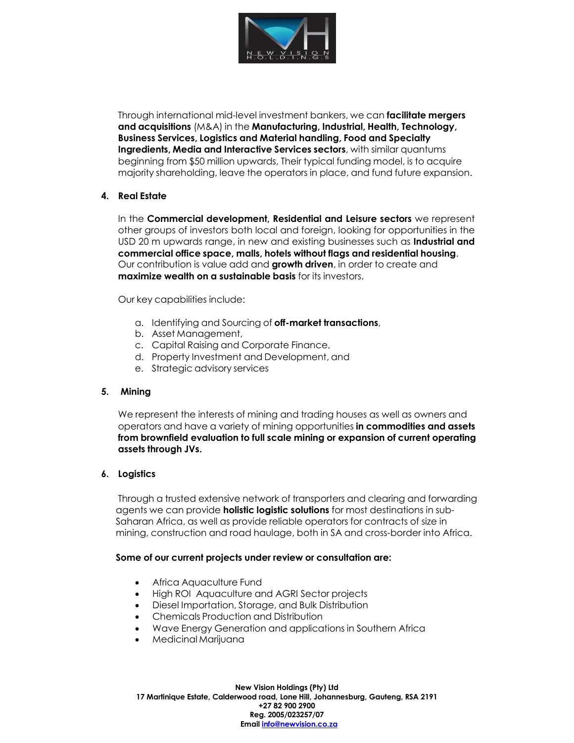Through international mid-level investment bankers, we can **facilitate mergers and acquisitions** (M&A) in the **Manufacturing, Industrial, Health, Technology, Business Services, Logistics and Material handling, Food and Specialty Ingredients, Media and Interactive Services sectors**, with similar quantums beginning from $50 million upwards, Their typical funding model, is to acquire majority shareholding, leave the operators in place, and fund future expansion.

**4. Real Estate**

In the **Commercial development, Residential and Leisure sectors** we represent other groups of investors both local and foreign, looking for opportunities in the USD 20 m upwards range, in new and existing businesses such as **Industrial and commercial office space, malls, hotels without flags and residential housing**. Our contribution is value add and **growth driven**, in order to create and **maximize wealth on a sustainable basis** for its investors.

Our key capabilities include:

a. Identifying and Sourcing of **off-market transactions**,
b. Asset Management,
c. Capital Raising and Corporate Finance,
d. Property Investment and Development, and
e. Strategic advisory services

**5. Mining**

We represent the interests of mining and trading houses as well as owners and operators and have a variety of mining opportunities **in commodities and assets from brownfield evaluation to full scale mining or expansion of current operating assets through JVs.**

**6. Logistics**

Through a trusted extensive network of transporters and clearing and forwarding agents we can provide **holistic logistic solutions** for most destinations in sub-Saharan Africa, as well as provide reliable operators for contracts of size in mining, construction and road haulage, both in SA and cross-border into Africa.

**Some of our current projects under review or consultation are:**

- Africa Aquaculture Fund
- High ROI Aquaculture and AGRI Sector projects
- Diesel Importation, Storage, and Bulk Distribution
- Chemicals Production and Distribution
- Wave Energy Generation and applications in Southern Africa
- Medicinal Marijuana

**New Vision Holdings (Pty) Ltd**
**17 Martinique Estate, Calderwood road, Lone Hill, Johannesburg, Gauteng, RSA 2191**
**+27 82 900 2900**
**Reg. 2005/023257/07**
**Email info@newvision.co.za**